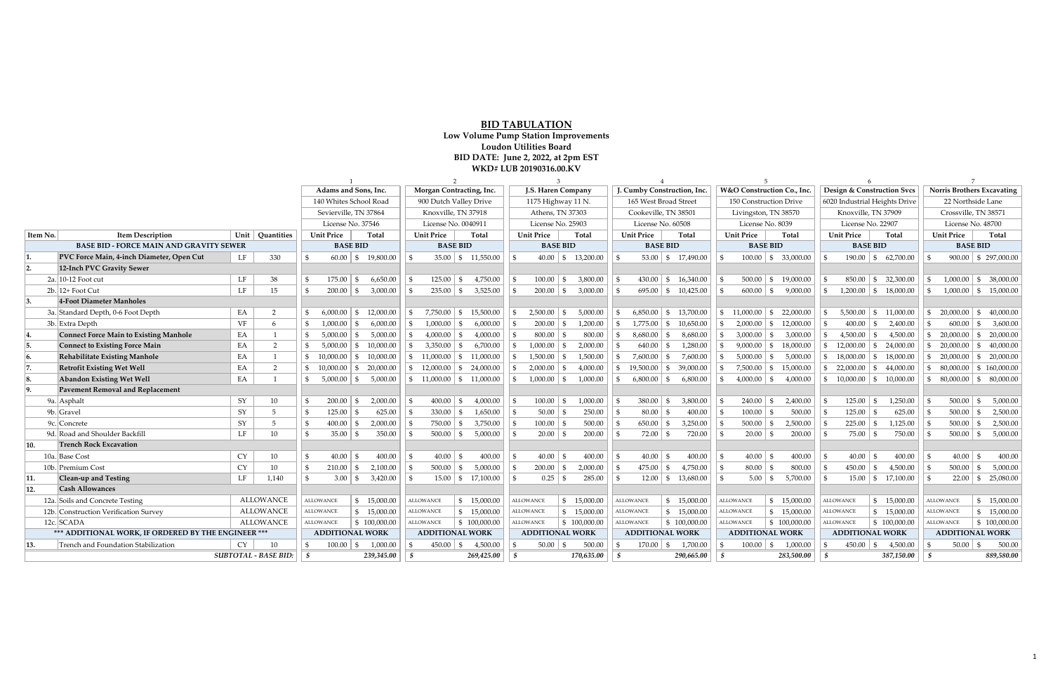# BID TABULATION

**Low Volume Pump Station Improvements**
**Loudon Utilities Board**
**BID DATE: June 2, 2022, at 2pm EST**
**WKD# LUB 20190316.00.KV**

| Item No. | Item Description | Unit | Quantities | 1 | | 2 | | 3 | | 4 | | 5 | | 6 | | 7 | |
|---|---|---|---|---|---|---|---|---|---|---|---|---|---|---|---|---|---|
| | | | | Adams and Sons, Inc. | | Morgan Contracting, Inc. | | J.S. Haren Company | | J. Cumby Construction, Inc. | | W&O Construction Co., Inc. | | Design & Construction Svcs | | Norris Brothers Excavating | |
| | | | | 140 Whites School Road | | 900 Dutch Valley Drive | | 1175 Highway 11 N. | | 165 West Broad Street | | 150 Construction Drive | | 6020 Industrial Heights Drive | | 22 Northside Lane | |
| | | | | Sevierville, TN 37864 | | Knoxville, TN 37918 | | Athens, TN 37303 | | Cookeville, TN 38501 | | Livingston, TN 38570 | | Knoxville, TN 37909 | | Crossville, TN 38571 | |
| | | | | License No. 37546 | | License No. 0040911 | | License No. 25903 | | License No. 60508 | | License No. 8039 | | License No. 22907 | | License No. 48700 | |
| | | | | Unit Price | Total | Unit Price | Total | Unit Price | Total | Unit Price | Total | Unit Price | Total | Unit Price | Total | Unit Price | Total |
| | **BASE BID - FORCE MAIN AND GRAVITY SEWER** | | | **BASE BID** | | **BASE BID** | | **BASE BID** | | **BASE BID** | | **BASE BID** | | **BASE BID** | | **BASE BID** | |
| 1. | **PVC Force Main, 4-inch Diameter, Open Cut** | LF | 330 | $ 60.00 | $ 19,800.00 | $ 35.00 | $ 11,550.00 | $ 40.00 | $ 13,200.00 | $ 53.00 | $ 17,490.00 | $ 100.00 | $ 33,000.00 | $ 190.00 | $ 62,700.00 | $ 900.00 | $ 297,000.00 |
| 2. | **12-Inch PVC Gravity Sewer** | | | | | | | | | | | | | | | | |
| 2a. | 10-12 Foot cut | LF | 38 | $ 175.00 | $ 6,650.00 | $ 125.00 | $ 4,750.00 | $ 100.00 | $ 3,800.00 | $ 430.00 | $ 16,340.00 | $ 500.00 | $ 19,000.00 | $ 850.00 | $ 32,300.00 | $ 1,000.00 | $ 38,000.00 |
| 2b. | 12+ Foot Cut | LF | 15 | $ 200.00 | $ 3,000.00 | $ 235.00 | $ 3,525.00 | $ 200.00 | $ 3,000.00 | $ 695.00 | $ 10,425.00 | $ 600.00 | $ 9,000.00 | $ 1,200.00 | $ 18,000.00 | $ 1,000.00 | $ 15,000.00 |
| 3. | **4-Foot Diameter Manholes** | | | | | | | | | | | | | | | | |
| 3a. | Standard Depth, 0-6 Foot Depth | EA | 2 | $ 6,000.00 | $ 12,000.00 | $ 7,750.00 | $ 15,500.00 | $ 2,500.00 | $ 5,000.00 | $ 6,850.00 | $ 13,700.00 | $ 11,000.00 | $ 22,000.00 | $ 5,500.00 | $ 11,000.00 | $ 20,000.00 | $ 40,000.00 |
| 3b. | Extra Depth | VF | 6 | $ 1,000.00 | $ 6,000.00 | $ 1,000.00 | $ 6,000.00 | $ 200.00 | $ 1,200.00 | $ 1,775.00 | $ 10,650.00 | $ 2,000.00 | $ 12,000.00 | $ 400.00 | $ 2,400.00 | $ 600.00 | $ 3,600.00 |
| 4. | **Connect Force Main to Existing Manhole** | EA | 1 | $ 5,000.00 | $ 5,000.00 | $ 4,000.00 | $ 4,000.00 | $ 800.00 | $ 800.00 | $ 8,680.00 | $ 8,680.00 | $ 3,000.00 | $ 3,000.00 | $ 4,500.00 | $ 4,500.00 | $ 20,000.00 | $ 20,000.00 |
| 5. | **Connect to Existing Force Main** | EA | 2 | $ 5,000.00 | $ 10,000.00 | $ 3,350.00 | $ 6,700.00 | $ 1,000.00 | $ 2,000.00 | $ 640.00 | $ 1,280.00 | $ 9,000.00 | $ 18,000.00 | $ 12,000.00 | $ 24,000.00 | $ 20,000.00 | $ 40,000.00 |
| 6. | **Rehabilitate Existing Manhole** | EA | 1 | $ 10,000.00 | $ 10,000.00 | $ 11,000.00 | $ 11,000.00 | $ 1,500.00 | $ 1,500.00 | $ 7,600.00 | $ 7,600.00 | $ 5,000.00 | $ 5,000.00 | $ 18,000.00 | $ 18,000.00 | $ 20,000.00 | $ 20,000.00 |
| 7. | **Retrofit Existing Wet Well** | EA | 2 | $ 10,000.00 | $ 20,000.00 | $ 12,000.00 | $ 24,000.00 | $ 2,000.00 | $ 4,000.00 | $ 19,500.00 | $ 39,000.00 | $ 7,500.00 | $ 15,000.00 | $ 22,000.00 | $ 44,000.00 | $ 80,000.00 | $ 160,000.00 |
| 8. | **Abandon Existing Wet Well** | EA | 1 | $ 5,000.00 | $ 5,000.00 | $ 11,000.00 | $ 11,000.00 | $ 1,000.00 | $ 1,000.00 | $ 6,800.00 | $ 6,800.00 | $ 4,000.00 | $ 4,000.00 | $ 10,000.00 | $ 10,000.00 | $ 80,000.00 | $ 80,000.00 |
| 9. | **Pavement Removal and Replacement** | | | | | | | | | | | | | | | | |
| 9a. | Asphalt | SY | 10 | $ 200.00 | $ 2,000.00 | $ 400.00 | $ 4,000.00 | $ 100.00 | $ 1,000.00 | $ 380.00 | $ 3,800.00 | $ 240.00 | $ 2,400.00 | $ 125.00 | $ 1,250.00 | $ 500.00 | $ 5,000.00 |
| 9b. | Gravel | SY | 5 | $ 125.00 | $ 625.00 | $ 330.00 | $ 1,650.00 | $ 50.00 | $ 250.00 | $ 80.00 | $ 400.00 | $ 100.00 | $ 500.00 | $ 125.00 | $ 625.00 | $ 500.00 | $ 2,500.00 |
| 9c. | Concrete | SY | 5 | $ 400.00 | $ 2,000.00 | $ 750.00 | $ 3,750.00 | $ 100.00 | $ 500.00 | $ 650.00 | $ 3,250.00 | $ 500.00 | $ 2,500.00 | $ 225.00 | $ 1,125.00 | $ 500.00 | $ 2,500.00 |
| 9d. | Road and Shoulder Backfill | LF | 10 | $ 35.00 | $ 350.00 | $ 500.00 | $ 5,000.00 | $ 20.00 | $ 200.00 | $ 72.00 | $ 720.00 | $ 20.00 | $ 200.00 | $ 75.00 | $ 750.00 | $ 500.00 | $ 5,000.00 |
| 10. | **Trench Rock Excavation** | | | | | | | | | | | | | | | | |
| 10a. | Base Cost | CY | 10 | $ 40.00 | $ 400.00 | $ 40.00 | $ 400.00 | $ 40.00 | $ 400.00 | $ 40.00 | $ 400.00 | $ 40.00 | $ 400.00 | $ 40.00 | $ 400.00 | $ 40.00 | $ 400.00 |
| 10b. | Premium Cost | CY | 10 | $ 210.00 | $ 2,100.00 | $ 500.00 | $ 5,000.00 | $ 200.00 | $ 2,000.00 | $ 475.00 | $ 4,750.00 | $ 80.00 | $ 800.00 | $ 450.00 | $ 4,500.00 | $ 500.00 | $ 5,000.00 |
| 11. | **Clean-up and Testing** | LF | 1,140 | $ 3.00 | $ 3,420.00 | $ 15.00 | $ 17,100.00 | $ 0.25 | $ 285.00 | $ 12.00 | $ 13,680.00 | $ 5.00 | $ 5,700.00 | $ 15.00 | $ 17,100.00 | $ 22.00 | $ 25,080.00 |
| 12. | **Cash Allowances** | | | | | | | | | | | | | | | | |
| 12a. | Soils and Concrete Testing | ALLOWANCE | | ALLOWANCE | $ 15,000.00 | ALLOWANCE | $ 15,000.00 | ALLOWANCE | $ 15,000.00 | ALLOWANCE | $ 15,000.00 | ALLOWANCE | $ 15,000.00 | ALLOWANCE | $ 15,000.00 | ALLOWANCE | $ 15,000.00 |
| 12b. | Construction Verification Survey | ALLOWANCE | | ALLOWANCE | $ 15,000.00 | ALLOWANCE | $ 15,000.00 | ALLOWANCE | $ 15,000.00 | ALLOWANCE | $ 15,000.00 | ALLOWANCE | $ 15,000.00 | ALLOWANCE | $ 15,000.00 | ALLOWANCE | $ 15,000.00 |
| 12c. | SCADA | ALLOWANCE | | ALLOWANCE | $ 100,000.00 | ALLOWANCE | $ 100,000.00 | ALLOWANCE | $ 100,000.00 | ALLOWANCE | $ 100,000.00 | ALLOWANCE | $ 100,000.00 | ALLOWANCE | $ 100,000.00 | ALLOWANCE | $ 100,000.00 |
| | **\*\*\* ADDITIONAL WORK, IF ORDERED BY THE ENGINEER \*\*\*** | | | **ADDITIONAL WORK** | | **ADDITIONAL WORK** | | **ADDITIONAL WORK** | | **ADDITIONAL WORK** | | **ADDITIONAL WORK** | | **ADDITIONAL WORK** | | **ADDITIONAL WORK** | |
| 13. | Trench and Foundation Stabilization | CY | 10 | $ 100.00 | $ 1,000.00 | $ 450.00 | $ 4,500.00 | $ 50.00 | $ 500.00 | $ 170.00 | $ 1,700.00 | $ 100.00 | $ 1,000.00 | $ 450.00 | $ 4,500.00 | $ 50.00 | $ 500.00 |
| | | | ***SUBTOTAL - BASE BID:*** | ***$*** | ***239,345.00*** | ***$*** | ***269,425.00*** | ***$*** | ***170,635.00*** | ***$*** | ***290,665.00*** | ***$*** | ***283,500.00*** | ***$*** | ***387,150.00*** | ***$*** | ***889,580.00*** |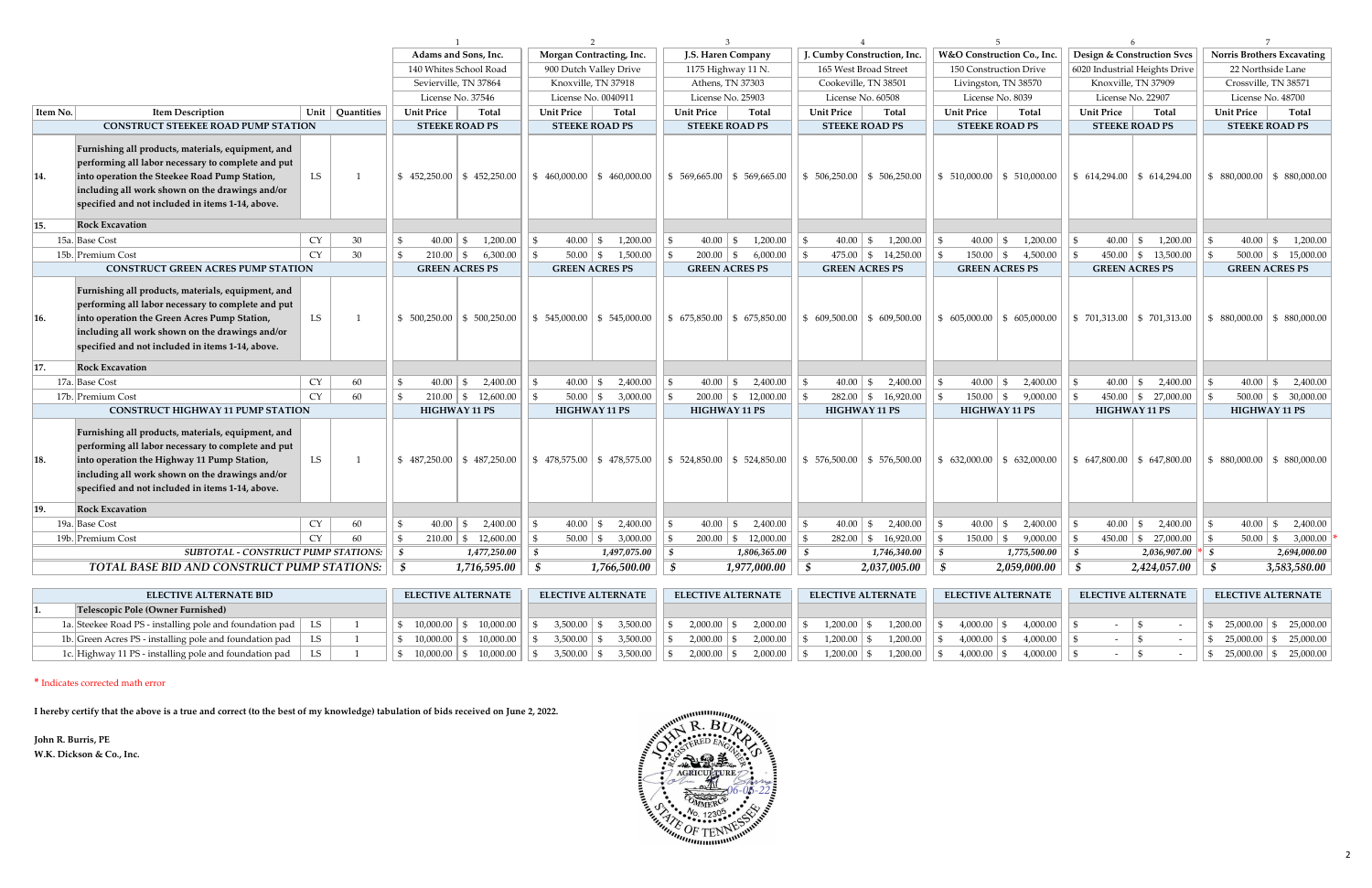| | | | | 1 | | 2 | | 3 | | 4 | | 5 | | 6 | | 7 | |
|---|---|---|---|---|---|---|---|---|---|---|---|---|---|---|---|---|---|
| | | | | Adams and Sons, Inc. | | Morgan Contracting, Inc. | | J.S. Haren Company | | J. Cumby Construction, Inc. | | W&O Construction Co., Inc. | | Design & Construction Svcs | | Norris Brothers Excavating | |
| | | | | 140 Whites School Road | | 900 Dutch Valley Drive | | 1175 Highway 11 N. | | 165 West Broad Street | | 150 Construction Drive | | 6020 Industrial Heights Drive | | 22 Northside Lane | |
| | | | | Sevierville, TN 37864 | | Knoxville, TN 37918 | | Athens, TN 37303 | | Cookeville, TN 38501 | | Livingston, TN 38570 | | Knoxville, TN 37909 | | Crossville, TN 38571 | |
| | | | | License No. 37546 | | License No. 0040911 | | License No. 25903 | | License No. 60508 | | License No. 8039 | | License No. 22907 | | License No. 48700 | |
| **Item No.** | **Item Description** | **Unit** | **Quantities** | **Unit Price** | **Total** | **Unit Price** | **Total** | **Unit Price** | **Total** | **Unit Price** | **Total** | **Unit Price** | **Total** | **Unit Price** | **Total** | **Unit Price** | **Total** |
| | **CONSTRUCT STEEKEE ROAD PUMP STATION** | | | **STEEKE ROAD PS** | | **STEEKE ROAD PS** | | **STEEKE ROAD PS** | | **STEEKE ROAD PS** | | **STEEKE ROAD PS** | | **STEEKE ROAD PS** | | **STEEKE ROAD PS** | |
| **14.** | **Furnishing all products, materials, equipment, and performing all labor necessary to complete and put into operation the Steekee Road Pump Station, including all work shown on the drawings and/or specified and not included in items 1-14, above.** | LS | 1 | $ 452,250.00 | $ 452,250.00 | $ 460,000.00 | $ 460,000.00 | $ 569,665.00 | $ 569,665.00 | $ 506,250.00 | $ 506,250.00 | $ 510,000.00 | $ 510,000.00 | $ 614,294.00 | $ 614,294.00 | $ 880,000.00 | $ 880,000.00 |
| **15.** | **Rock Excavation** | | | | | | | | | | | | | | | | |
| 15a. | Base Cost | CY | 30 | $ 40.00 | $ 1,200.00 | $ 40.00 | $ 1,200.00 | $ 40.00 | $ 1,200.00 | $ 40.00 | $ 1,200.00 | $ 40.00 | $ 1,200.00 | $ 40.00 | $ 1,200.00 | $ 40.00 | $ 1,200.00 |
| 15b. | Premium Cost | CY | 30 | $ 210.00 | $ 6,300.00 | $ 50.00 | $ 1,500.00 | $ 200.00 | $ 6,000.00 | $ 475.00 | $ 14,250.00 | $ 150.00 | $ 4,500.00 | $ 450.00 | $ 13,500.00 | $ 500.00 | $ 15,000.00 |
| | **CONSTRUCT GREEN ACRES PUMP STATION** | | | **GREEN ACRES PS** | | **GREEN ACRES PS** | | **GREEN ACRES PS** | | **GREEN ACRES PS** | | **GREEN ACRES PS** | | **GREEN ACRES PS** | | **GREEN ACRES PS** | |
| **16.** | **Furnishing all products, materials, equipment, and performing all labor necessary to complete and put into operation the Green Acres Pump Station, including all work shown on the drawings and/or specified and not included in items 1-14, above.** | LS | 1 | $ 500,250.00 | $ 500,250.00 | $ 545,000.00 | $ 545,000.00 | $ 675,850.00 | $ 675,850.00 | $ 609,500.00 | $ 609,500.00 | $ 605,000.00 | $ 605,000.00 | $ 701,313.00 | $ 701,313.00 | $ 880,000.00 | $ 880,000.00 |
| **17.** | **Rock Excavation** | | | | | | | | | | | | | | | | |
| 17a. | Base Cost | CY | 60 | $ 40.00 | $ 2,400.00 | $ 40.00 | $ 2,400.00 | $ 40.00 | $ 2,400.00 | $ 40.00 | $ 2,400.00 | $ 40.00 | $ 2,400.00 | $ 40.00 | $ 2,400.00 | $ 40.00 | $ 2,400.00 |
| 17b. | Premium Cost | CY | 60 | $ 210.00 | $ 12,600.00 | $ 50.00 | $ 3,000.00 | $ 200.00 | $ 12,000.00 | $ 282.00 | $ 16,920.00 | $ 150.00 | $ 9,000.00 | $ 450.00 | $ 27,000.00 | $ 500.00 | $ 30,000.00 |
| | **CONSTRUCT HIGHWAY 11 PUMP STATION** | | | **HIGHWAY 11 PS** | | **HIGHWAY 11 PS** | | **HIGHWAY 11 PS** | | **HIGHWAY 11 PS** | | **HIGHWAY 11 PS** | | **HIGHWAY 11 PS** | | **HIGHWAY 11 PS** | |
| **18.** | **Furnishing all products, materials, equipment, and performing all labor necessary to complete and put into operation the Highway 11 Pump Station, including all work shown on the drawings and/or specified and not included in items 1-14, above.** | LS | 1 | $ 487,250.00 | $ 487,250.00 | $ 478,575.00 | $ 478,575.00 | $ 524,850.00 | $ 524,850.00 | $ 576,500.00 | $ 576,500.00 | $ 632,000.00 | $ 632,000.00 | $ 647,800.00 | $ 647,800.00 | $ 880,000.00 | $ 880,000.00 |
| **19.** | **Rock Excavation** | | | | | | | | | | | | | | | | |
| 19a. | Base Cost | CY | 60 | $ 40.00 | $ 2,400.00 | $ 40.00 | $ 2,400.00 | $ 40.00 | $ 2,400.00 | $ 40.00 | $ 2,400.00 | $ 40.00 | $ 2,400.00 | $ 40.00 | $ 2,400.00 | $ 40.00 | $ 2,400.00 |
| 19b. | Premium Cost | CY | 60 | $ 210.00 | $ 12,600.00 | $ 50.00 | $ 3,000.00 | $ 200.00 | $ 12,000.00 | $ 282.00 | $ 16,920.00 | $ 150.00 | $ 9,000.00 | $ 450.00 | $ 27,000.00 | $ 500.00 | $ 3,000.00 * |
| | ***SUBTOTAL - CONSTRUCT PUMP STATIONS:*** | | | | ***$ 1,477,250.00*** | | ***$ 1,497,075.00*** | | ***$ 1,806,365.00*** | | ***$ 1,746,340.00*** | | ***$ 1,775,500.00*** | | ***$ 2,036,907.00 **** | | ***$ 2,694,000.00*** |
| | ***TOTAL BASE BID AND CONSTRUCT PUMP STATIONS:*** | | | | ***$ 1,716,595.00*** | | ***$ 1,766,500.00*** | | ***$ 1,977,000.00*** | | ***$ 2,037,005.00*** | | ***$ 2,059,000.00*** | | ***$ 2,424,057.00*** | | ***$ 3,583,580.00*** |

| | | | | | | | | | | | | | | | | | |
|---|---|---|---|---|---|---|---|---|---|---|---|---|---|---|---|---|---|
| | **ELECTIVE ALTERNATE BID** | | | **ELECTIVE ALTERNATE** | | **ELECTIVE ALTERNATE** | | **ELECTIVE ALTERNATE** | | **ELECTIVE ALTERNATE** | | **ELECTIVE ALTERNATE** | | **ELECTIVE ALTERNATE** | | **ELECTIVE ALTERNATE** | |
| **1.** | **Telescopic Pole (Owner Furnished)** | | | | | | | | | | | | | | | | |
| 1a. | Steekee Road PS - installing pole and foundation pad | LS | 1 | $ 10,000.00 | $ 10,000.00 | $ 3,500.00 | $ 3,500.00 | $ 2,000.00 | $ 2,000.00 | $ 1,200.00 | $ 1,200.00 | $ 4,000.00 | $ 4,000.00 | $ - | $ - | $ 25,000.00 | $ 25,000.00 |
| 1b. | Green Acres PS - installing pole and foundation pad | LS | 1 | $ 10,000.00 | $ 10,000.00 | $ 3,500.00 | $ 3,500.00 | $ 2,000.00 | $ 2,000.00 | $ 1,200.00 | $ 1,200.00 | $ 4,000.00 | $ 4,000.00 | $ - | $ - | $ 25,000.00 | $ 25,000.00 |
| 1c. | Highway 11 PS - installing pole and foundation pad | LS | 1 | $ 10,000.00 | $ 10,000.00 | $ 3,500.00 | $ 3,500.00 | $ 2,000.00 | $ 2,000.00 | $ 1,200.00 | $ 1,200.00 | $ 4,000.00 | $ 4,000.00 | $ - | $ - | $ 25,000.00 | $ 25,000.00 |

* Indicates corrected math error

**I hereby certify that the above is a true and correct (to the best of my knowledge) tabulation of bids received on June 2, 2022.**

**John R. Burris, PE**
**W.K. Dickson & Co., Inc.**

JOHN R. BURRIS
REGISTERED ENGINEER
AGRICULTURE
COMMERCE
No. 12305
STATE OF TENNESSEE
06-06-22